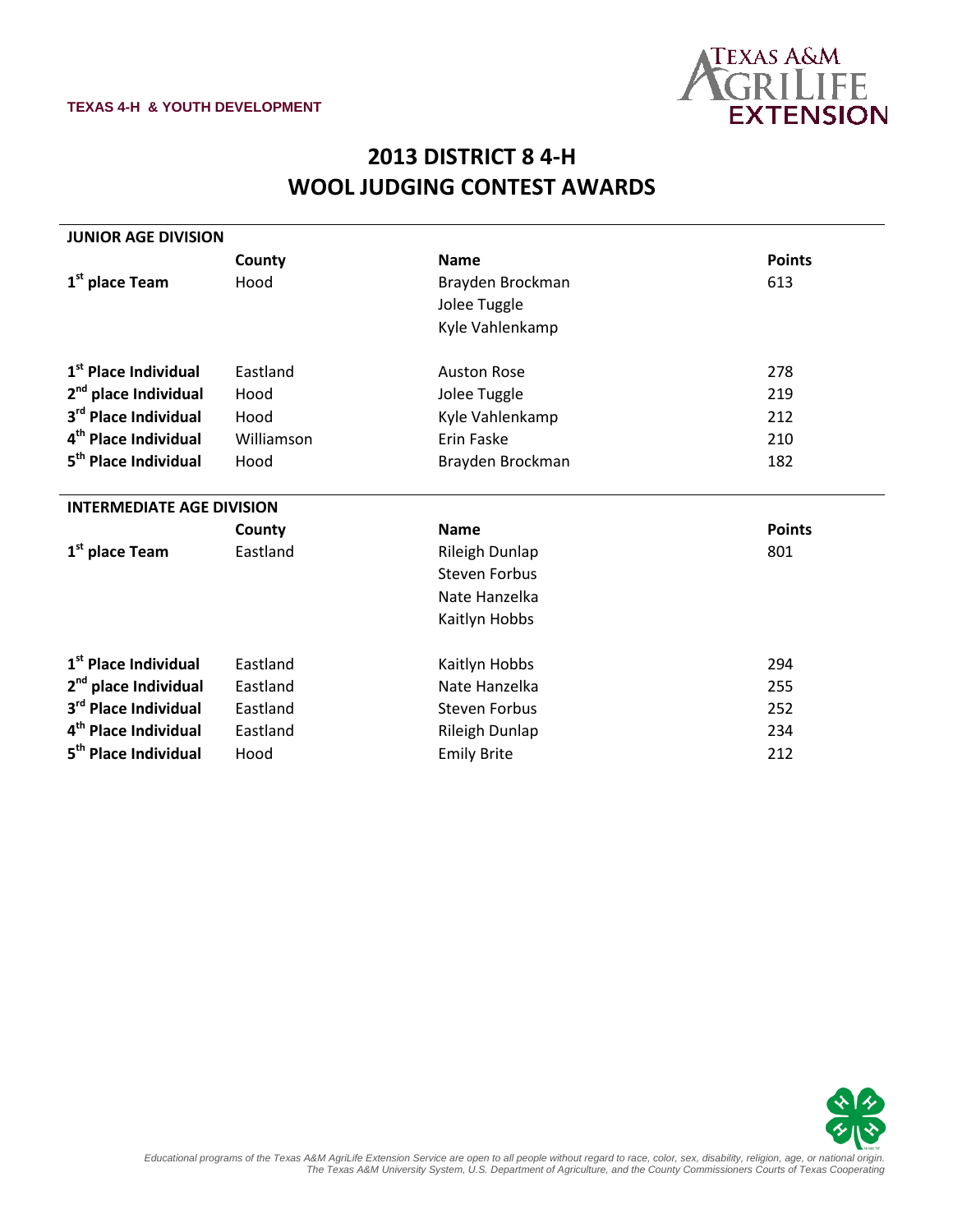TEXAS 4-H & YOUTH DEVELOPMENT

# 2013 DISTRICT 8 4-H
# WOOL JUDGING CONTEST AWARDS

## JUNIOR AGE DIVISION

| | County | Name | Points |
|---|---|---|---|
| **1st place Team** | Hood | Brayden Brockman<br>Jolee Tuggle<br>Kyle Vahlenkamp | 613 |
| **1st Place Individual** | Eastland | Auston Rose | 278 |
| **2nd place Individual** | Hood | Jolee Tuggle | 219 |
| **3rd Place Individual** | Hood | Kyle Vahlenkamp | 212 |
| **4th Place Individual** | Williamson | Erin Faske | 210 |
| **5th Place Individual** | Hood | Brayden Brockman | 182 |

## INTERMEDIATE AGE DIVISION

| | County | Name | Points |
|---|---|---|---|
| **1st place Team** | Eastland | Rileigh Dunlap<br>Steven Forbus<br>Nate Hanzelka<br>Kaitlyn Hobbs | 801 |
| **1st Place Individual** | Eastland | Kaitlyn Hobbs | 294 |
| **2nd place Individual** | Eastland | Nate Hanzelka | 255 |
| **3rd Place Individual** | Eastland | Steven Forbus | 252 |
| **4th Place Individual** | Eastland | Rileigh Dunlap | 234 |
| **5th Place Individual** | Hood | Emily Brite | 212 |

*Educational programs of the Texas A&M AgriLife Extension Service are open to all people without regard to race, color, sex, disability, religion, age, or national origin. The Texas A&M University System, U.S. Department of Agriculture, and the County Commissioners Courts of Texas Cooperating*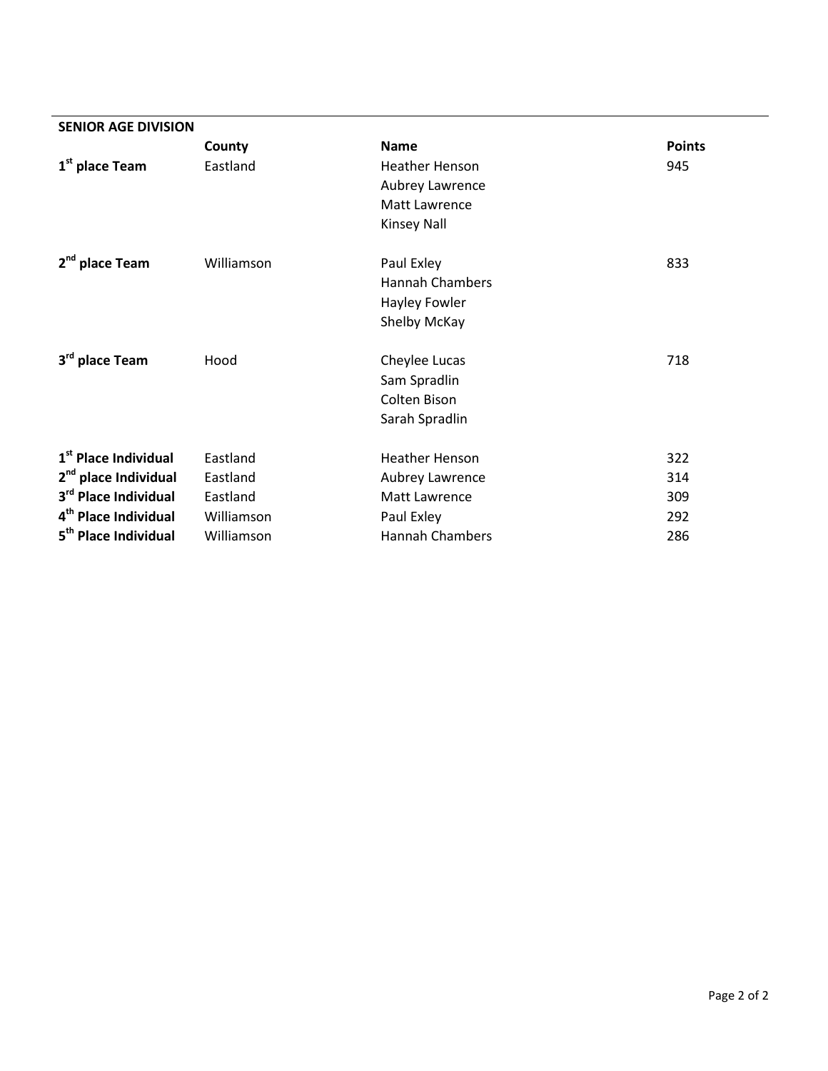**SENIOR AGE DIVISION**

| | County | Name | Points |
|---|---|---|---|
| **1st place Team** | Eastland | Heather Henson | 945 |
| | | Aubrey Lawrence | |
| | | Matt Lawrence | |
| | | Kinsey Nall | |
| **2nd place Team** | Williamson | Paul Exley | 833 |
| | | Hannah Chambers | |
| | | Hayley Fowler | |
| | | Shelby McKay | |
| **3rd place Team** | Hood | Cheylee Lucas | 718 |
| | | Sam Spradlin | |
| | | Colten Bison | |
| | | Sarah Spradlin | |
| **1st Place Individual** | Eastland | Heather Henson | 322 |
| **2nd place Individual** | Eastland | Aubrey Lawrence | 314 |
| **3rd Place Individual** | Eastland | Matt Lawrence | 309 |
| **4th Place Individual** | Williamson | Paul Exley | 292 |
| **5th Place Individual** | Williamson | Hannah Chambers | 286 |